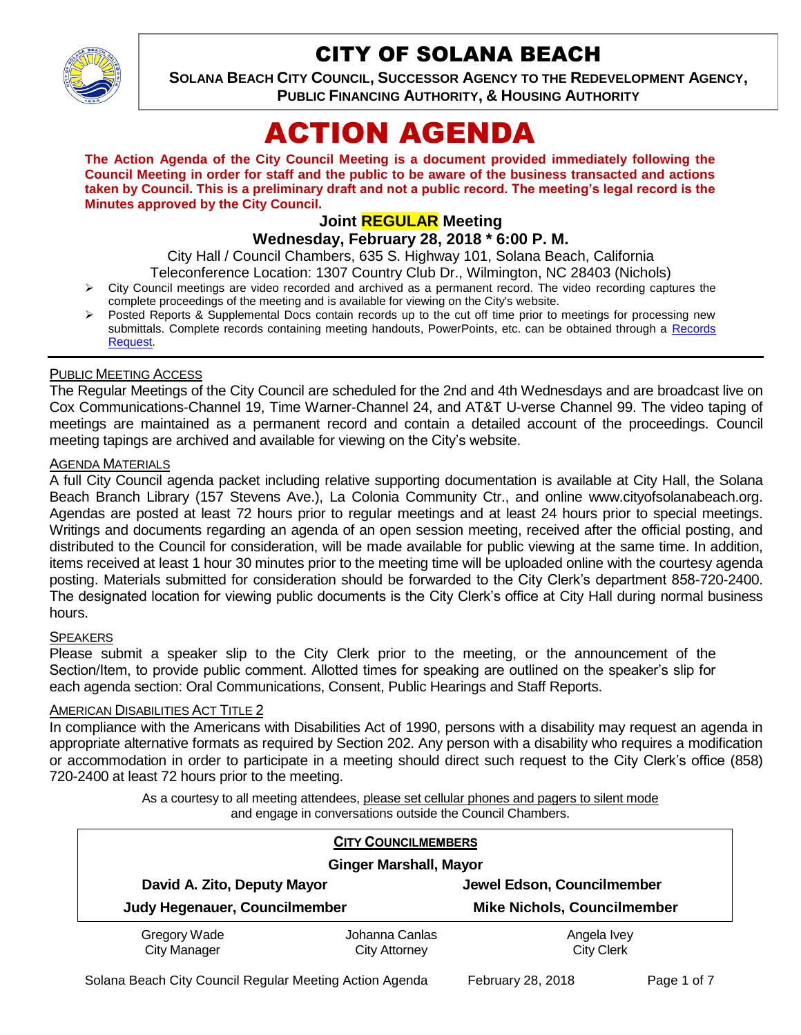# CITY OF SOLANA BEACH

**SOLANA BEACH CITY COUNCIL, SUCCESSOR AGENCY TO THE REDEVELOPMENT AGENCY, PUBLIC FINANCING AUTHORITY, & HOUSING AUTHORITY**

# ACTION AGENDA

**The Action Agenda of the City Council Meeting is a document provided immediately following the Council Meeting in order for staff and the public to be aware of the business transacted and actions taken by Council. This is a preliminary draft and not a public record. The meeting's legal record is the Minutes approved by the City Council.**

### Joint REGULAR Meeting

### Wednesday, February 28, 2018 * 6:00 P. M.

City Hall / Council Chambers, 635 S. Highway 101, Solana Beach, California
Teleconference Location: 1307 Country Club Dr., Wilmington, NC 28403 (Nichols)

- City Council meetings are video recorded and archived as a permanent record. The video recording captures the complete proceedings of the meeting and is available for viewing on the City's website.
- Posted Reports & Supplemental Docs contain records up to the cut off time prior to meetings for processing new submittals. Complete records containing meeting handouts, PowerPoints, etc. can be obtained through a Records Request.

---

PUBLIC MEETING ACCESS

The Regular Meetings of the City Council are scheduled for the 2nd and 4th Wednesdays and are broadcast live on Cox Communications-Channel 19, Time Warner-Channel 24, and AT&T U-verse Channel 99. The video taping of meetings are maintained as a permanent record and contain a detailed account of the proceedings. Council meeting tapings are archived and available for viewing on the City's website.

AGENDA MATERIALS

A full City Council agenda packet including relative supporting documentation is available at City Hall, the Solana Beach Branch Library (157 Stevens Ave.), La Colonia Community Ctr., and online www.cityofsolanabeach.org. Agendas are posted at least 72 hours prior to regular meetings and at least 24 hours prior to special meetings. Writings and documents regarding an agenda of an open session meeting, received after the official posting, and distributed to the Council for consideration, will be made available for public viewing at the same time. In addition, items received at least 1 hour 30 minutes prior to the meeting time will be uploaded online with the courtesy agenda posting. Materials submitted for consideration should be forwarded to the City Clerk's department 858-720-2400. The designated location for viewing public documents is the City Clerk's office at City Hall during normal business hours.

SPEAKERS

Please submit a speaker slip to the City Clerk prior to the meeting, or the announcement of the Section/Item, to provide public comment. Allotted times for speaking are outlined on the speaker's slip for each agenda section: Oral Communications, Consent, Public Hearings and Staff Reports.

AMERICAN DISABILITIES ACT TITLE 2

In compliance with the Americans with Disabilities Act of 1990, persons with a disability may request an agenda in appropriate alternative formats as required by Section 202. Any person with a disability who requires a modification or accommodation in order to participate in a meeting should direct such request to the City Clerk's office (858) 720-2400 at least 72 hours prior to the meeting.

As a courtesy to all meeting attendees, please set cellular phones and pagers to silent mode and engage in conversations outside the Council Chambers.

**CITY COUNCILMEMBERS**

**Ginger Marshall, Mayor**

| | |
|---|---|
| **David A. Zito, Deputy Mayor** | **Jewel Edson, Councilmember** |
| **Judy Hegenauer, Councilmember** | **Mike Nichols, Councilmember** |

| Gregory Wade | Johanna Canlas | Angela Ivey |
|---|---|---|
| City Manager | City Attorney | City Clerk |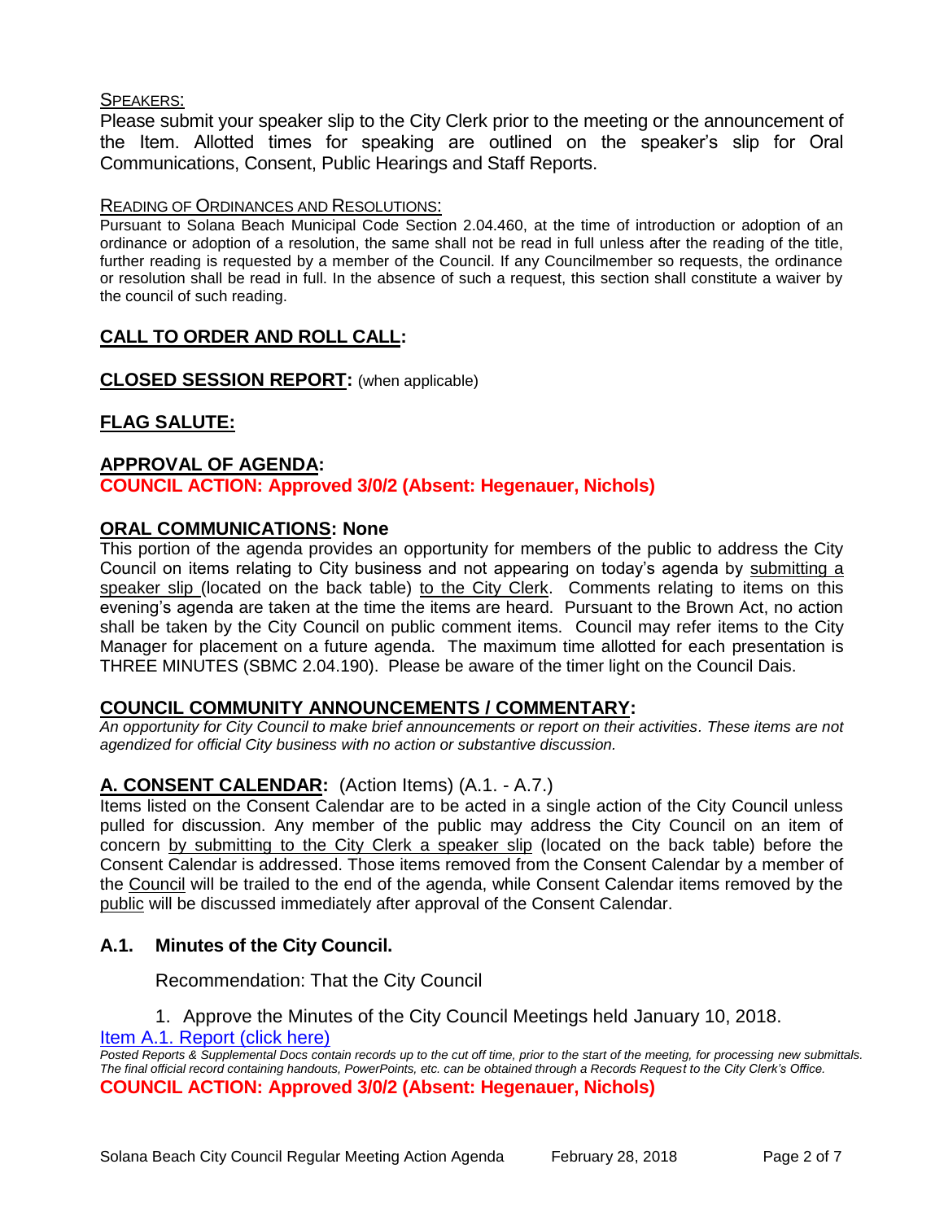SPEAKERS:

Please submit your speaker slip to the City Clerk prior to the meeting or the announcement of the Item. Allotted times for speaking are outlined on the speaker's slip for Oral Communications, Consent, Public Hearings and Staff Reports.

READING OF ORDINANCES AND RESOLUTIONS:

Pursuant to Solana Beach Municipal Code Section 2.04.460, at the time of introduction or adoption of an ordinance or adoption of a resolution, the same shall not be read in full unless after the reading of the title, further reading is requested by a member of the Council. If any Councilmember so requests, the ordinance or resolution shall be read in full. In the absence of such a request, this section shall constitute a waiver by the council of such reading.

## CALL TO ORDER AND ROLL CALL:

## CLOSED SESSION REPORT: (when applicable)

## FLAG SALUTE:

## APPROVAL OF AGENDA:

**COUNCIL ACTION: Approved 3/0/2 (Absent: Hegenauer, Nichols)**

## ORAL COMMUNICATIONS: None

This portion of the agenda provides an opportunity for members of the public to address the City Council on items relating to City business and not appearing on today's agenda by submitting a speaker slip (located on the back table) to the City Clerk. Comments relating to items on this evening's agenda are taken at the time the items are heard. Pursuant to the Brown Act, no action shall be taken by the City Council on public comment items. Council may refer items to the City Manager for placement on a future agenda. The maximum time allotted for each presentation is THREE MINUTES (SBMC 2.04.190). Please be aware of the timer light on the Council Dais.

## COUNCIL COMMUNITY ANNOUNCEMENTS / COMMENTARY:

*An opportunity for City Council to make brief announcements or report on their activities. These items are not agendized for official City business with no action or substantive discussion.*

## A. CONSENT CALENDAR: (Action Items) (A.1. - A.7.)

Items listed on the Consent Calendar are to be acted in a single action of the City Council unless pulled for discussion. Any member of the public may address the City Council on an item of concern by submitting to the City Clerk a speaker slip (located on the back table) before the Consent Calendar is addressed. Those items removed from the Consent Calendar by a member of the Council will be trailed to the end of the agenda, while Consent Calendar items removed by the public will be discussed immediately after approval of the Consent Calendar.

### A.1. Minutes of the City Council.

Recommendation: That the City Council

1. Approve the Minutes of the City Council Meetings held January 10, 2018.

Item A.1. Report (click here)

*Posted Reports & Supplemental Docs contain records up to the cut off time, prior to the start of the meeting, for processing new submittals. The final official record containing handouts, PowerPoints, etc. can be obtained through a Records Request to the City Clerk's Office.*

**COUNCIL ACTION: Approved 3/0/2 (Absent: Hegenauer, Nichols)**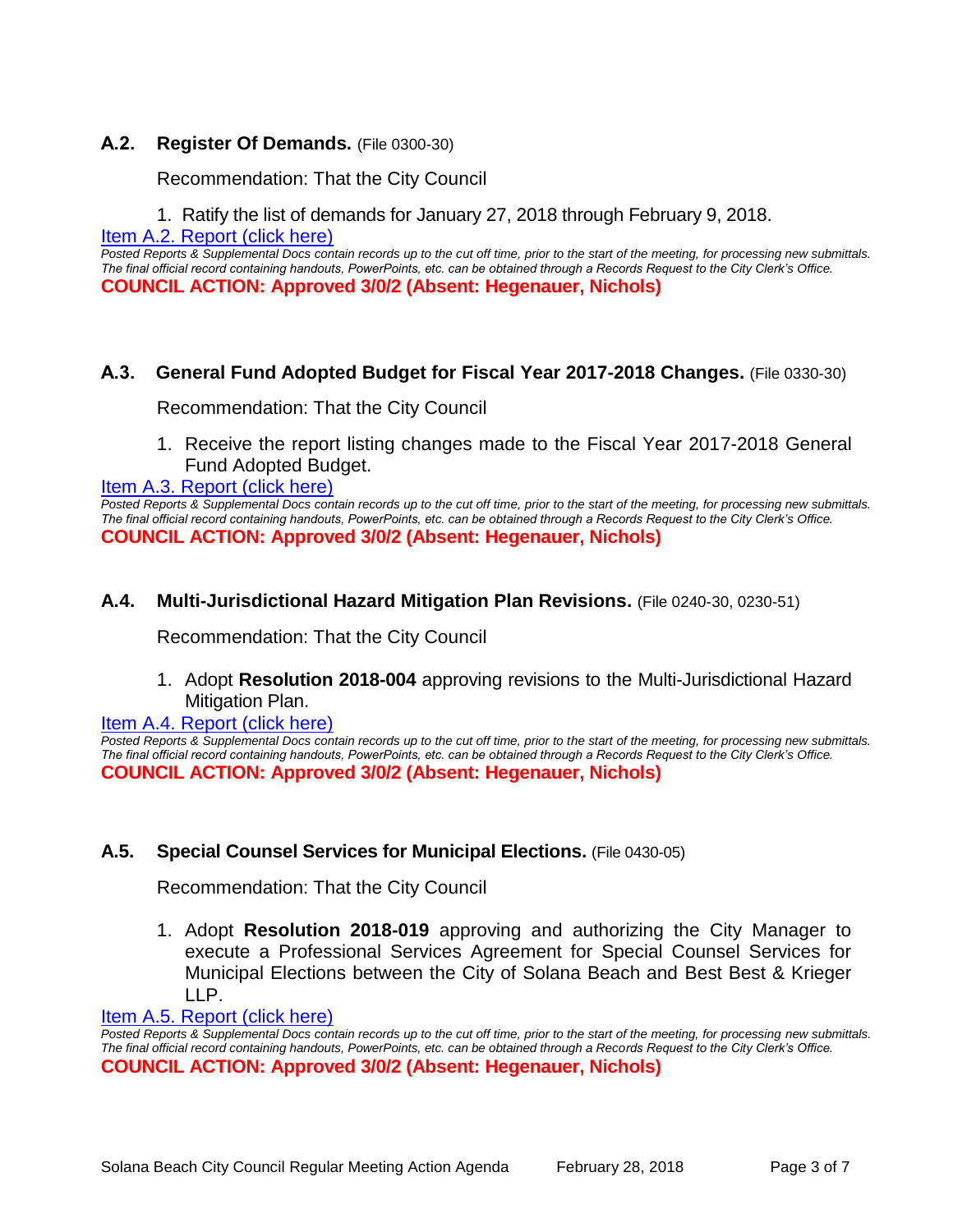### A.2. Register Of Demands. (File 0300-30)

Recommendation: That the City Council

1. Ratify the list of demands for January 27, 2018 through February 9, 2018.

[Item A.2. Report (click here)]

*Posted Reports & Supplemental Docs contain records up to the cut off time, prior to the start of the meeting, for processing new submittals. The final official record containing handouts, PowerPoints, etc. can be obtained through a Records Request to the City Clerk's Office.*

**COUNCIL ACTION: Approved 3/0/2 (Absent: Hegenauer, Nichols)**

### A.3. General Fund Adopted Budget for Fiscal Year 2017-2018 Changes. (File 0330-30)

Recommendation: That the City Council

1. Receive the report listing changes made to the Fiscal Year 2017-2018 General Fund Adopted Budget.

[Item A.3. Report (click here)]

*Posted Reports & Supplemental Docs contain records up to the cut off time, prior to the start of the meeting, for processing new submittals. The final official record containing handouts, PowerPoints, etc. can be obtained through a Records Request to the City Clerk's Office.*

**COUNCIL ACTION: Approved 3/0/2 (Absent: Hegenauer, Nichols)**

### A.4. Multi-Jurisdictional Hazard Mitigation Plan Revisions. (File 0240-30, 0230-51)

Recommendation: That the City Council

1. Adopt **Resolution 2018-004** approving revisions to the Multi-Jurisdictional Hazard Mitigation Plan.

[Item A.4. Report (click here)]

*Posted Reports & Supplemental Docs contain records up to the cut off time, prior to the start of the meeting, for processing new submittals. The final official record containing handouts, PowerPoints, etc. can be obtained through a Records Request to the City Clerk's Office.*

**COUNCIL ACTION: Approved 3/0/2 (Absent: Hegenauer, Nichols)**

### A.5. Special Counsel Services for Municipal Elections. (File 0430-05)

Recommendation: That the City Council

1. Adopt **Resolution 2018-019** approving and authorizing the City Manager to execute a Professional Services Agreement for Special Counsel Services for Municipal Elections between the City of Solana Beach and Best Best & Krieger LLP.

[Item A.5. Report (click here)]

*Posted Reports & Supplemental Docs contain records up to the cut off time, prior to the start of the meeting, for processing new submittals. The final official record containing handouts, PowerPoints, etc. can be obtained through a Records Request to the City Clerk's Office.*

**COUNCIL ACTION: Approved 3/0/2 (Absent: Hegenauer, Nichols)**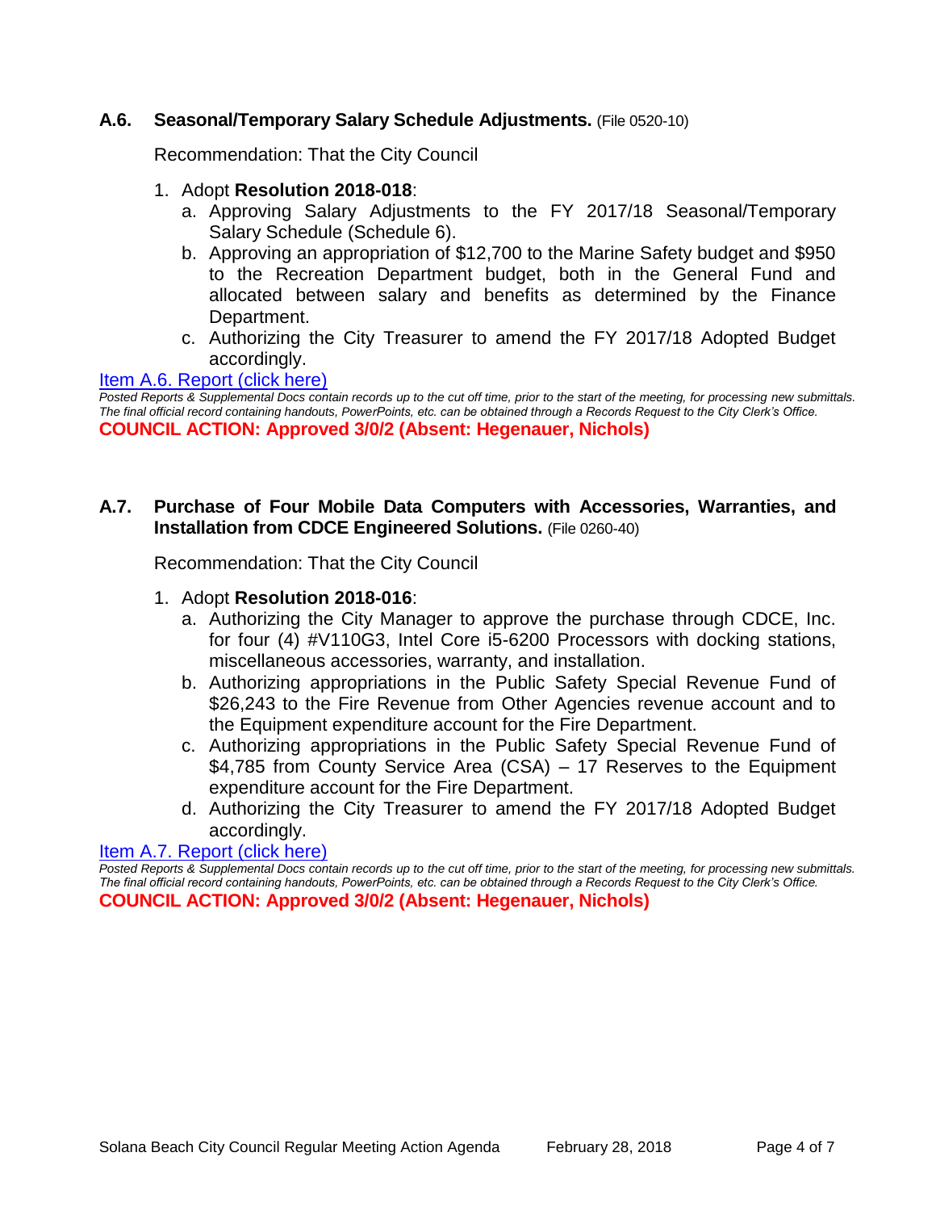### **A.6. Seasonal/Temporary Salary Schedule Adjustments.** (File 0520-10)

Recommendation: That the City Council

1. Adopt **Resolution 2018-018**:
   a. Approving Salary Adjustments to the FY 2017/18 Seasonal/Temporary Salary Schedule (Schedule 6).
   b. Approving an appropriation of $12,700 to the Marine Safety budget and $950 to the Recreation Department budget, both in the General Fund and allocated between salary and benefits as determined by the Finance Department.
   c. Authorizing the City Treasurer to amend the FY 2017/18 Adopted Budget accordingly.

Item A.6. Report (click here)

*Posted Reports & Supplemental Docs contain records up to the cut off time, prior to the start of the meeting, for processing new submittals. The final official record containing handouts, PowerPoints, etc. can be obtained through a Records Request to the City Clerk's Office.*

**COUNCIL ACTION: Approved 3/0/2 (Absent: Hegenauer, Nichols)**

### **A.7. Purchase of Four Mobile Data Computers with Accessories, Warranties, and Installation from CDCE Engineered Solutions.** (File 0260-40)

Recommendation: That the City Council

1. Adopt **Resolution 2018-016**:
   a. Authorizing the City Manager to approve the purchase through CDCE, Inc. for four (4) #V110G3, Intel Core i5-6200 Processors with docking stations, miscellaneous accessories, warranty, and installation.
   b. Authorizing appropriations in the Public Safety Special Revenue Fund of $26,243 to the Fire Revenue from Other Agencies revenue account and to the Equipment expenditure account for the Fire Department.
   c. Authorizing appropriations in the Public Safety Special Revenue Fund of $4,785 from County Service Area (CSA) – 17 Reserves to the Equipment expenditure account for the Fire Department.
   d. Authorizing the City Treasurer to amend the FY 2017/18 Adopted Budget accordingly.

Item A.7. Report (click here)

*Posted Reports & Supplemental Docs contain records up to the cut off time, prior to the start of the meeting, for processing new submittals. The final official record containing handouts, PowerPoints, etc. can be obtained through a Records Request to the City Clerk's Office.*

**COUNCIL ACTION: Approved 3/0/2 (Absent: Hegenauer, Nichols)**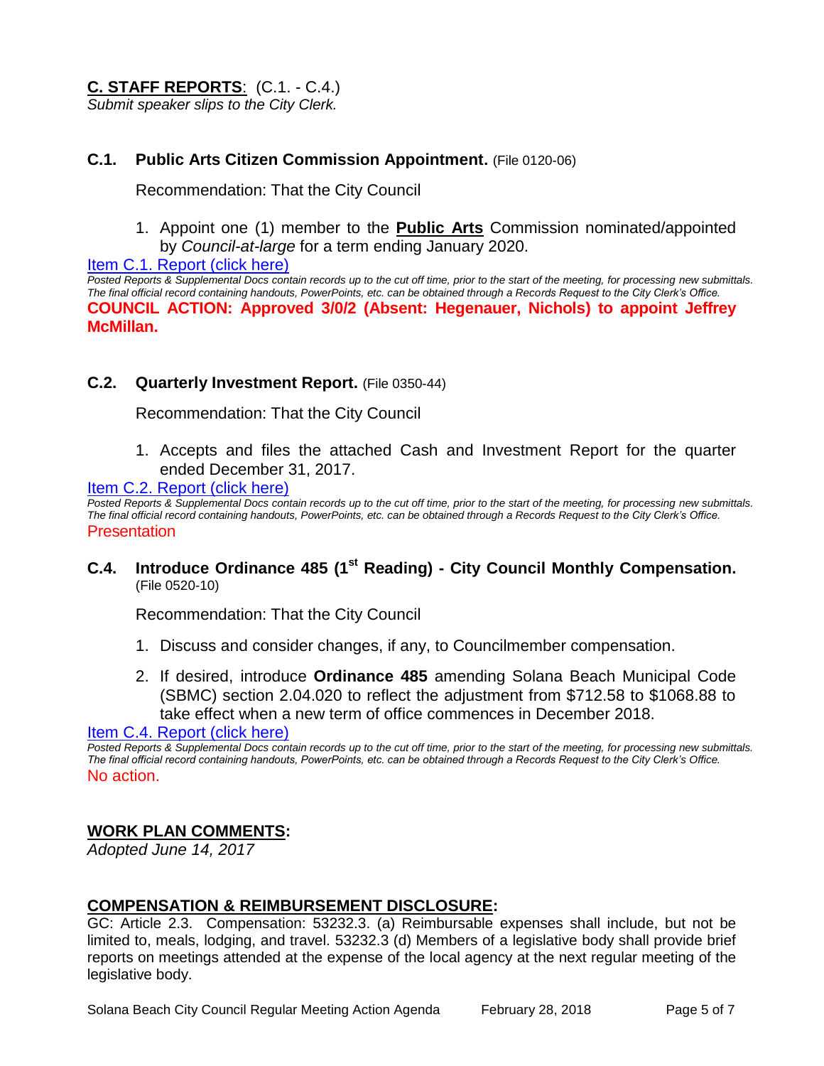## **C. STAFF REPORTS**: (C.1. - C.4.)

*Submit speaker slips to the City Clerk.*

### **C.1. Public Arts Citizen Commission Appointment.** (File 0120-06)

Recommendation: That the City Council

1. Appoint one (1) member to the **Public Arts** Commission nominated/appointed by *Council-at-large* for a term ending January 2020.

[Item C.1. Report (click here)]

*Posted Reports & Supplemental Docs contain records up to the cut off time, prior to the start of the meeting, for processing new submittals. The final official record containing handouts, PowerPoints, etc. can be obtained through a Records Request to the City Clerk's Office.*

**COUNCIL ACTION: Approved 3/0/2 (Absent: Hegenauer, Nichols) to appoint Jeffrey McMillan.**

### **C.2. Quarterly Investment Report.** (File 0350-44)

Recommendation: That the City Council

1. Accepts and files the attached Cash and Investment Report for the quarter ended December 31, 2017.

[Item C.2. Report (click here)]

*Posted Reports & Supplemental Docs contain records up to the cut off time, prior to the start of the meeting, for processing new submittals. The final official record containing handouts, PowerPoints, etc. can be obtained through a Records Request to the City Clerk's Office.*

Presentation

### **C.4. Introduce Ordinance 485 (1st Reading) - City Council Monthly Compensation.** (File 0520-10)

Recommendation: That the City Council

1. Discuss and consider changes, if any, to Councilmember compensation.
2. If desired, introduce **Ordinance 485** amending Solana Beach Municipal Code (SBMC) section 2.04.020 to reflect the adjustment from $712.58 to $1068.88 to take effect when a new term of office commences in December 2018.

[Item C.4. Report (click here)]

*Posted Reports & Supplemental Docs contain records up to the cut off time, prior to the start of the meeting, for processing new submittals. The final official record containing handouts, PowerPoints, etc. can be obtained through a Records Request to the City Clerk's Office.*

No action.

## **WORK PLAN COMMENTS:**

*Adopted June 14, 2017*

## **COMPENSATION & REIMBURSEMENT DISCLOSURE:**

GC: Article 2.3. Compensation: 53232.3. (a) Reimbursable expenses shall include, but not be limited to, meals, lodging, and travel. 53232.3 (d) Members of a legislative body shall provide brief reports on meetings attended at the expense of the local agency at the next regular meeting of the legislative body.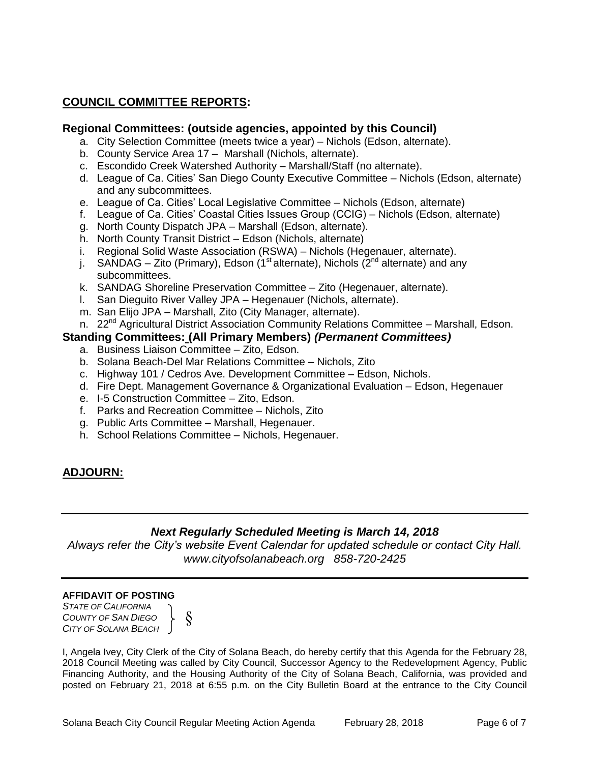## COUNCIL COMMITTEE REPORTS:

### Regional Committees: (outside agencies, appointed by this Council)

a. City Selection Committee (meets twice a year) – Nichols (Edson, alternate).
b. County Service Area 17 – Marshall (Nichols, alternate).
c. Escondido Creek Watershed Authority – Marshall/Staff (no alternate).
d. League of Ca. Cities' San Diego County Executive Committee – Nichols (Edson, alternate) and any subcommittees.
e. League of Ca. Cities' Local Legislative Committee – Nichols (Edson, alternate)
f. League of Ca. Cities' Coastal Cities Issues Group (CCIG) – Nichols (Edson, alternate)
g. North County Dispatch JPA – Marshall (Edson, alternate).
h. North County Transit District – Edson (Nichols, alternate)
i. Regional Solid Waste Association (RSWA) – Nichols (Hegenauer, alternate).
j. SANDAG – Zito (Primary), Edson (1st alternate), Nichols (2nd alternate) and any subcommittees.
k. SANDAG Shoreline Preservation Committee – Zito (Hegenauer, alternate).
l. San Dieguito River Valley JPA – Hegenauer (Nichols, alternate).
m. San Elijo JPA – Marshall, Zito (City Manager, alternate).
n. 22nd Agricultural District Association Community Relations Committee – Marshall, Edson.

### Standing Committees: (All Primary Members) *(Permanent Committees)*

a. Business Liaison Committee – Zito, Edson.
b. Solana Beach-Del Mar Relations Committee – Nichols, Zito
c. Highway 101 / Cedros Ave. Development Committee – Edson, Nichols.
d. Fire Dept. Management Governance & Organizational Evaluation – Edson, Hegenauer
e. I-5 Construction Committee – Zito, Edson.
f. Parks and Recreation Committee – Nichols, Zito
g. Public Arts Committee – Marshall, Hegenauer.
h. School Relations Committee – Nichols, Hegenauer.

## ADJOURN:

---

***Next Regularly Scheduled Meeting is March 14, 2018***

*Always refer the City's website Event Calendar for updated schedule or contact City Hall.*
*www.cityofsolanabeach.org 858-720-2425*

---

**AFFIDAVIT OF POSTING**

*STATE OF CALIFORNIA*
*COUNTY OF SAN DIEGO* §
*CITY OF SOLANA BEACH*

I, Angela Ivey, City Clerk of the City of Solana Beach, do hereby certify that this Agenda for the February 28, 2018 Council Meeting was called by City Council, Successor Agency to the Redevelopment Agency, Public Financing Authority, and the Housing Authority of the City of Solana Beach, California, was provided and posted on February 21, 2018 at 6:55 p.m. on the City Bulletin Board at the entrance to the City Council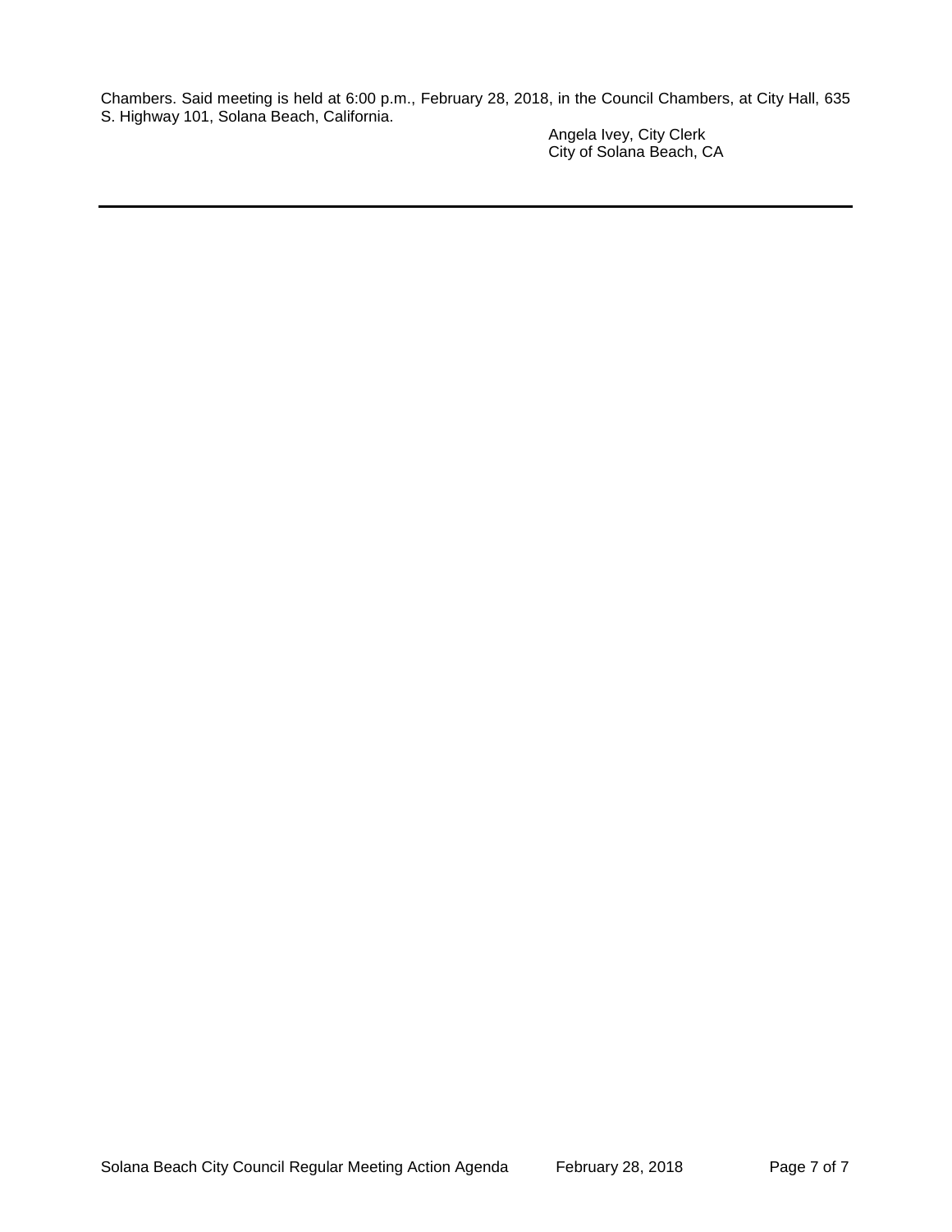Chambers. Said meeting is held at 6:00 p.m., February 28, 2018, in the Council Chambers, at City Hall, 635 S. Highway 101, Solana Beach, California.

Angela Ivey, City Clerk
City of Solana Beach, CA

---